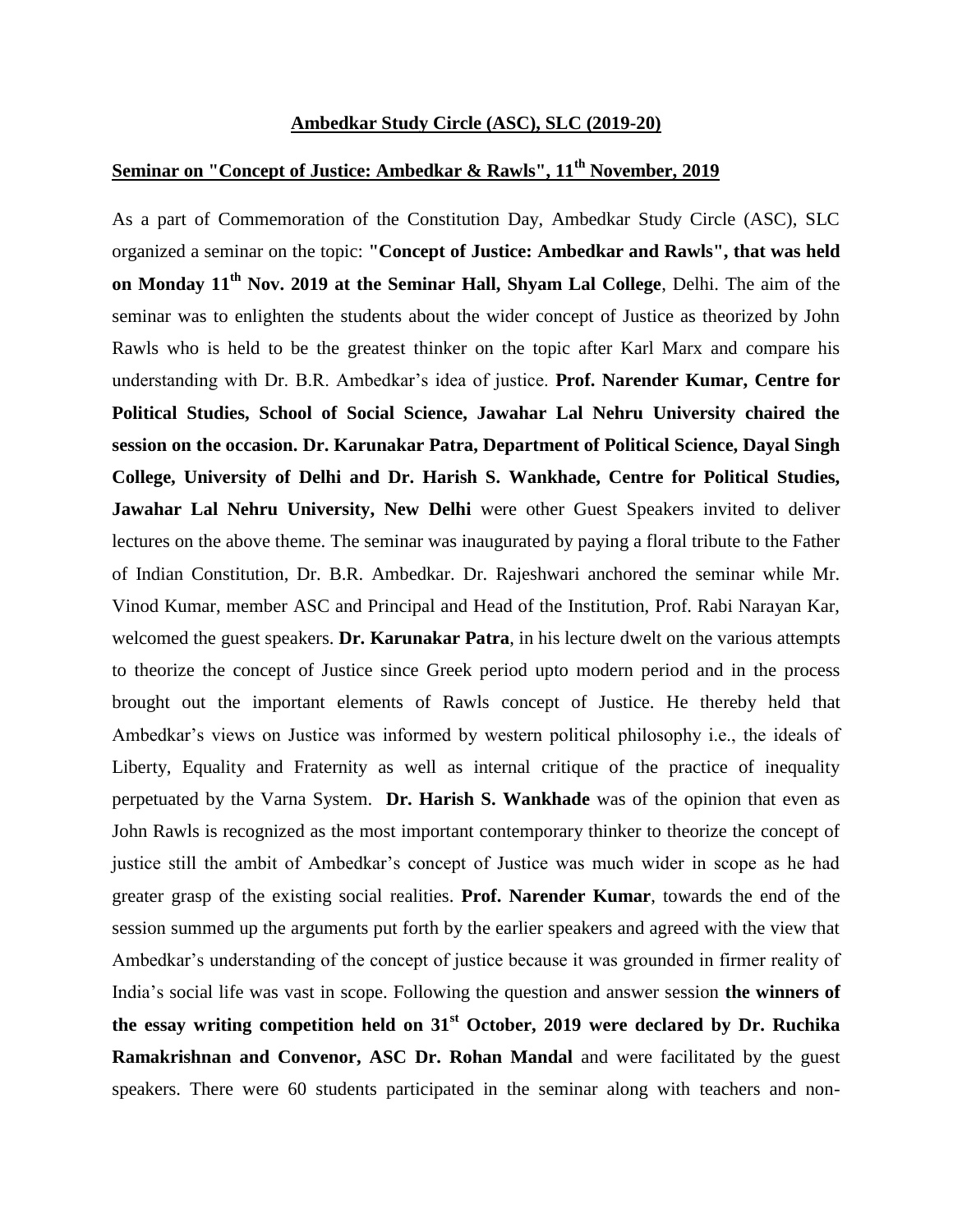## Ambedkar Study Circle (ASC), SLC (2019-20)

## Seminar on "Concept of Justice: Ambedkar & Rawls", 11th November, 2019

As a part of Commemoration of the Constitution Day, Ambedkar Study Circle (ASC), SLC organized a seminar on the topic: **"Concept of Justice: Ambedkar and Rawls", that was held on Monday 11th Nov. 2019 at the Seminar Hall, Shyam Lal College**, Delhi. The aim of the seminar was to enlighten the students about the wider concept of Justice as theorized by John Rawls who is held to be the greatest thinker on the topic after Karl Marx and compare his understanding with Dr. B.R. Ambedkar's idea of justice. **Prof. Narender Kumar, Centre for Political Studies, School of Social Science, Jawahar Lal Nehru University chaired the session on the occasion. Dr. Karunakar Patra, Department of Political Science, Dayal Singh College, University of Delhi and Dr. Harish S. Wankhade, Centre for Political Studies, Jawahar Lal Nehru University, New Delhi** were other Guest Speakers invited to deliver lectures on the above theme. The seminar was inaugurated by paying a floral tribute to the Father of Indian Constitution, Dr. B.R. Ambedkar. Dr. Rajeshwari anchored the seminar while Mr. Vinod Kumar, member ASC and Principal and Head of the Institution, Prof. Rabi Narayan Kar, welcomed the guest speakers. **Dr. Karunakar Patra**, in his lecture dwelt on the various attempts to theorize the concept of Justice since Greek period upto modern period and in the process brought out the important elements of Rawls concept of Justice. He thereby held that Ambedkar's views on Justice was informed by western political philosophy i.e., the ideals of Liberty, Equality and Fraternity as well as internal critique of the practice of inequality perpetuated by the Varna System. **Dr. Harish S. Wankhade** was of the opinion that even as John Rawls is recognized as the most important contemporary thinker to theorize the concept of justice still the ambit of Ambedkar's concept of Justice was much wider in scope as he had greater grasp of the existing social realities. **Prof. Narender Kumar**, towards the end of the session summed up the arguments put forth by the earlier speakers and agreed with the view that Ambedkar's understanding of the concept of justice because it was grounded in firmer reality of India's social life was vast in scope. Following the question and answer session **the winners of the essay writing competition held on 31st October, 2019 were declared by Dr. Ruchika Ramakrishnan and Convenor, ASC Dr. Rohan Mandal** and were facilitated by the guest speakers. There were 60 students participated in the seminar along with teachers and non-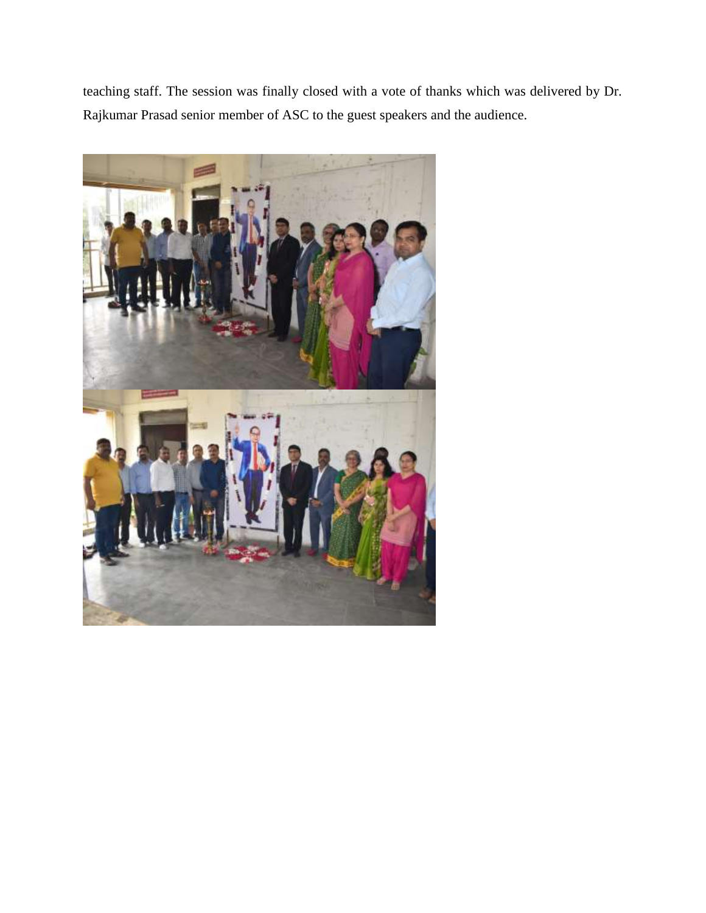teaching staff. The session was finally closed with a vote of thanks which was delivered by Dr. Rajkumar Prasad senior member of ASC to the guest speakers and the audience.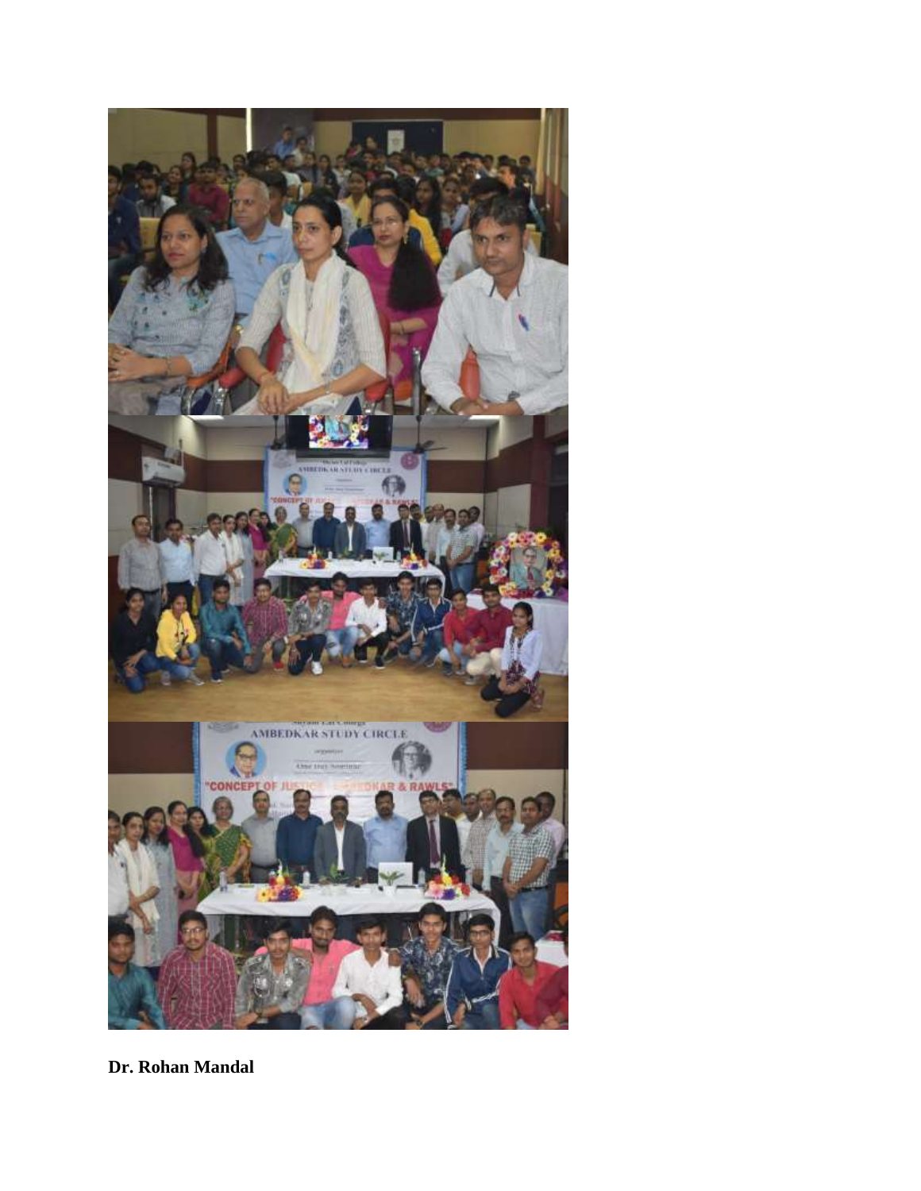**Dr. Rohan Mandal**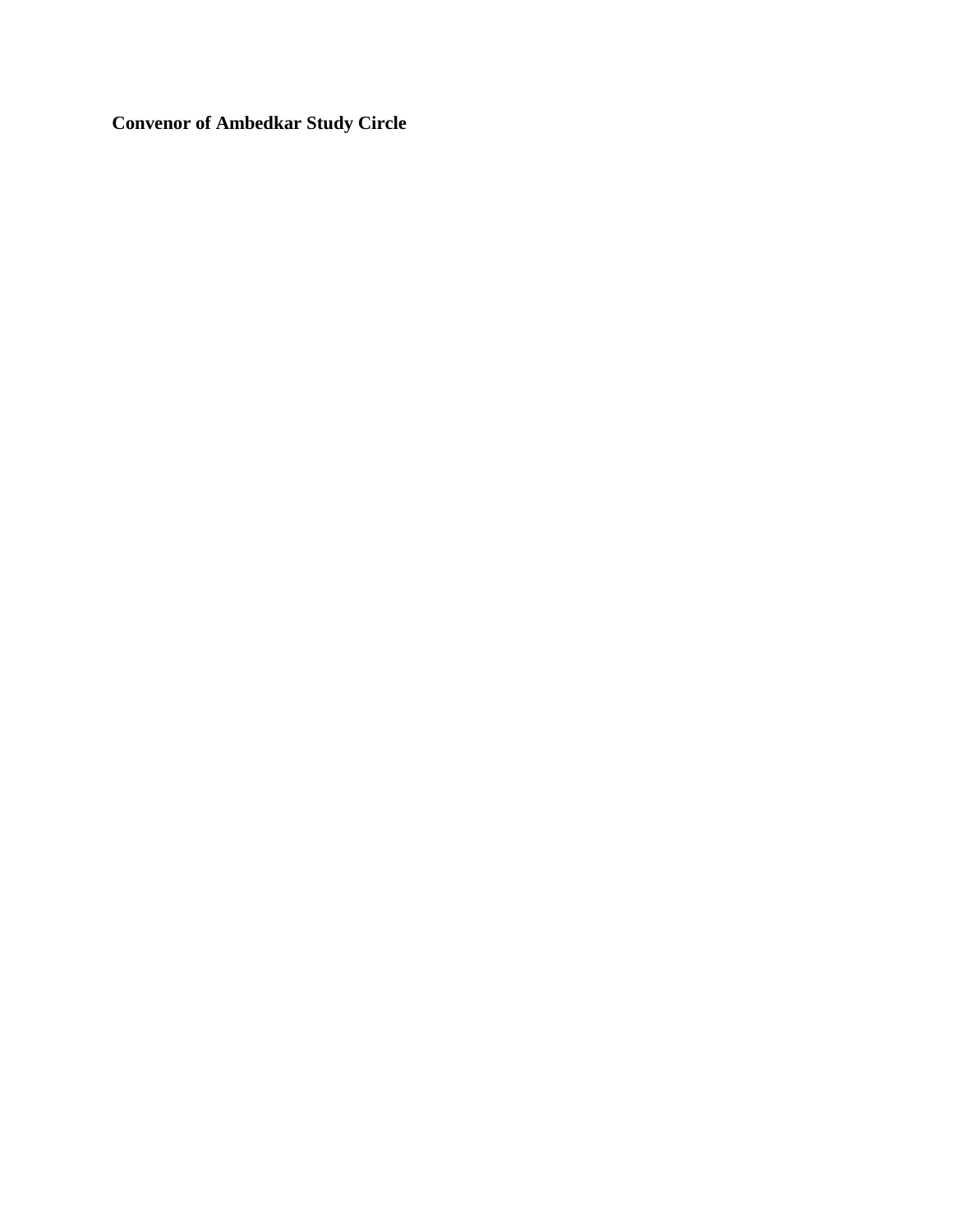**Convenor of Ambedkar Study Circle**